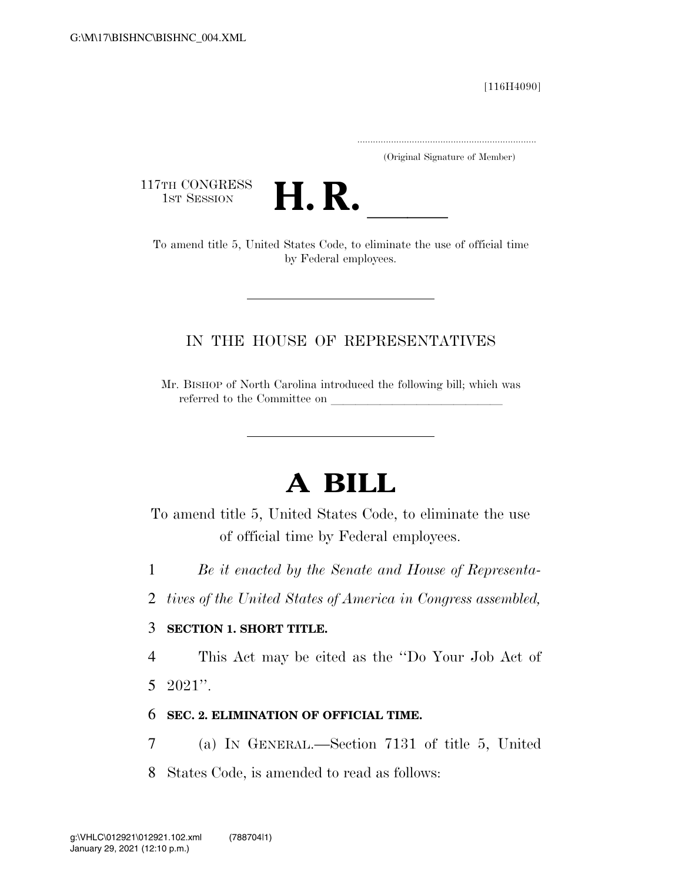[116H4090]

.....................................................................
(Original Signature of Member)

117TH CONGRESS
1ST SESSION

# H. R. \_\_\_\_\_\_

To amend title 5, United States Code, to eliminate the use of official time by Federal employees.

---

IN THE HOUSE OF REPRESENTATIVES

Mr. BISHOP of North Carolina introduced the following bill; which was referred to the Committee on \_\_\_\_\_\_\_\_\_\_\_\_\_\_\_\_\_\_\_\_\_\_\_\_\_\_\_\_

---

# A BILL

To amend title 5, United States Code, to eliminate the use of official time by Federal employees.

1 *Be it enacted by the Senate and House of Representa-*
2 *tives of the United States of America in Congress assembled,*

3 **SECTION 1. SHORT TITLE.**

4 This Act may be cited as the ''Do Your Job Act of
5 2021''.

6 **SEC. 2. ELIMINATION OF OFFICIAL TIME.**

7 (a) IN GENERAL.—Section 7131 of title 5, United
8 States Code, is amended to read as follows: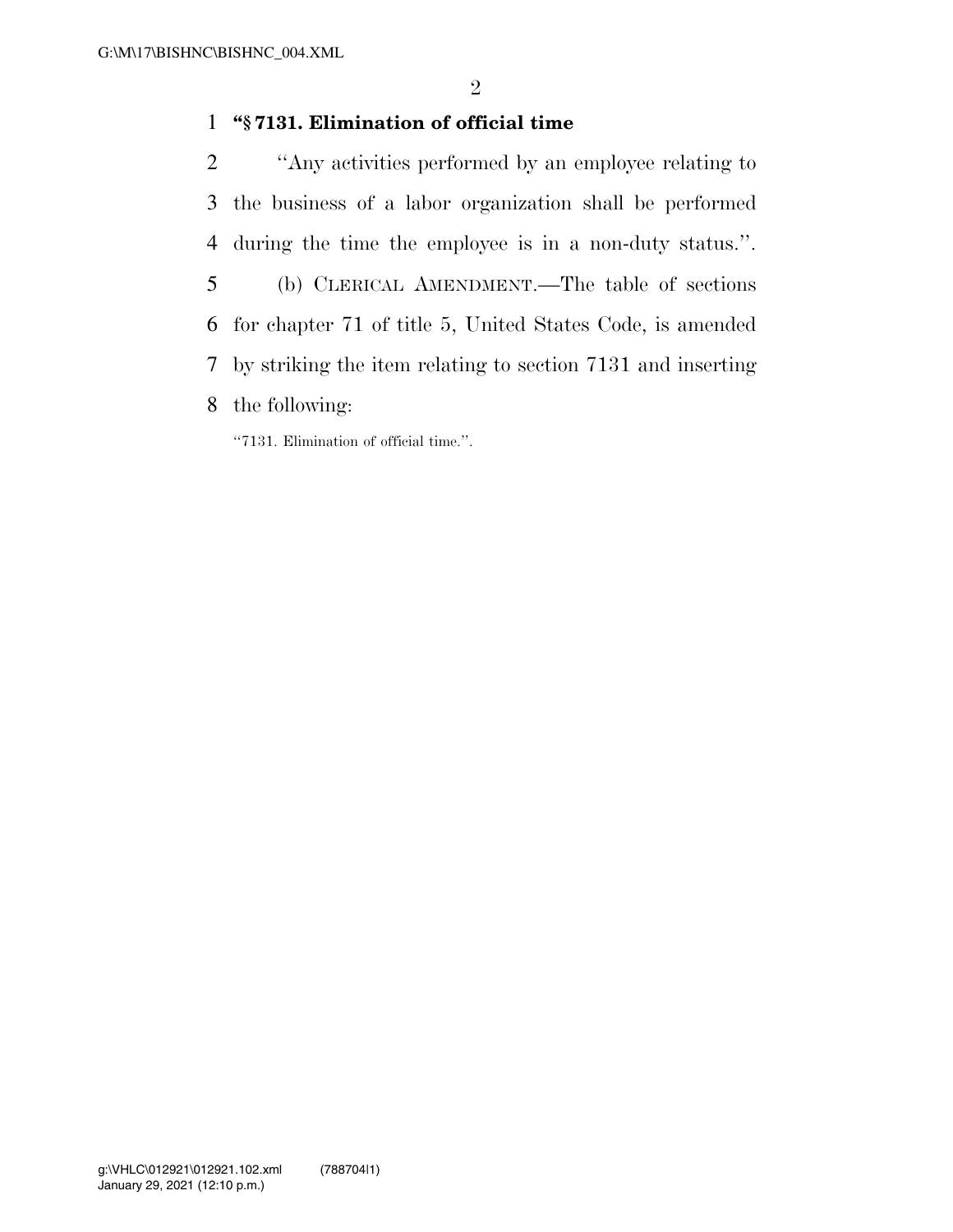**"§ 7131. Elimination of official time**

"Any activities performed by an employee relating to the business of a labor organization shall be performed during the time the employee is in a non-duty status.".

(b) CLERICAL AMENDMENT.—The table of sections for chapter 71 of title 5, United States Code, is amended by striking the item relating to section 7131 and inserting the following:

"7131. Elimination of official time.".